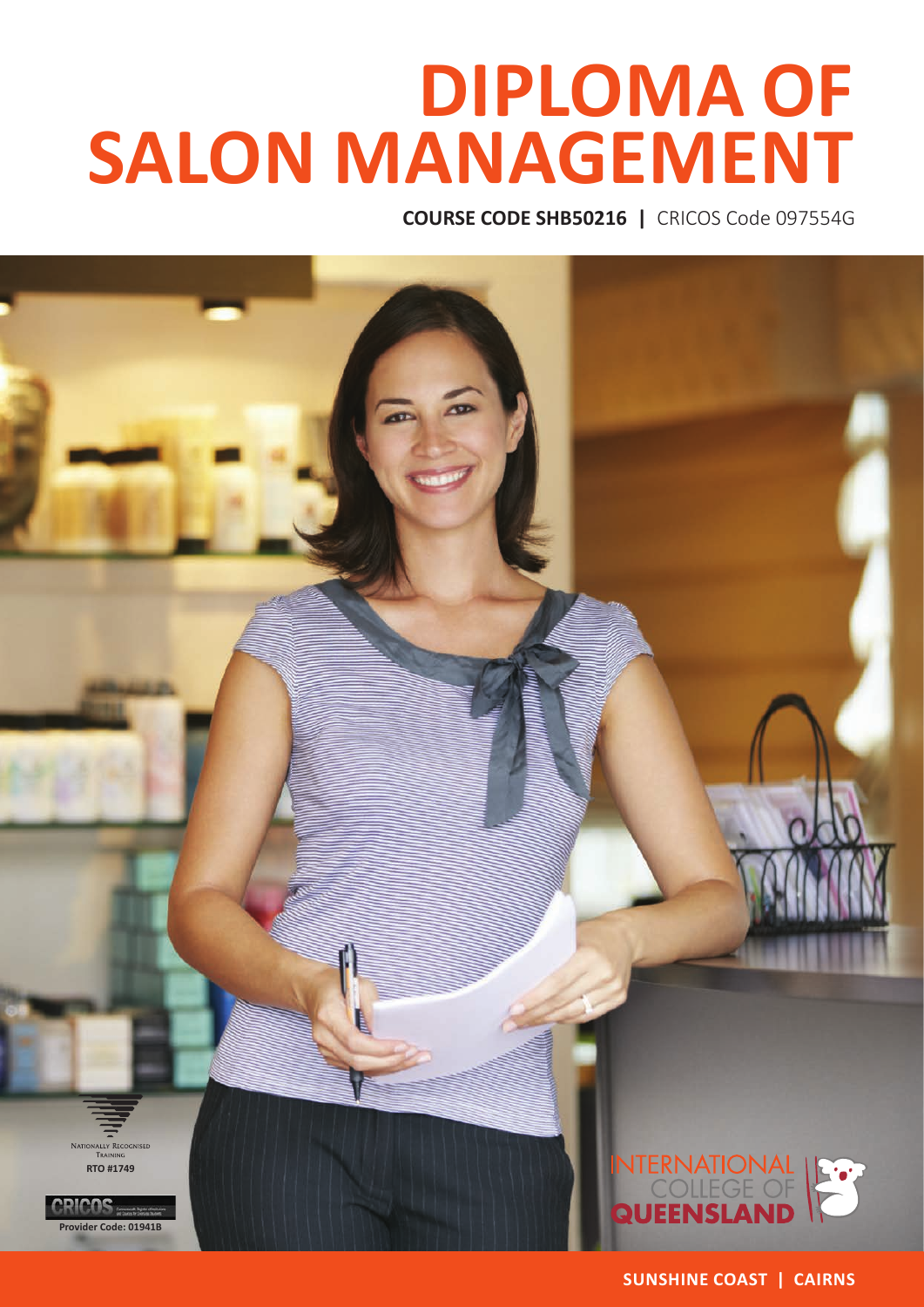# DIPLOMA OF SALON MANAGEMENT

**COURSE CODE SHB50216 |** CRICOS Code 097554G

NATIONALLY RECOGNISED TRAINING
RTO #1749

CRICOS
Provider Code: 01941B

INTERNATIONAL COLLEGE OF QUEENSLAND

**SUNSHINE COAST | CAIRNS**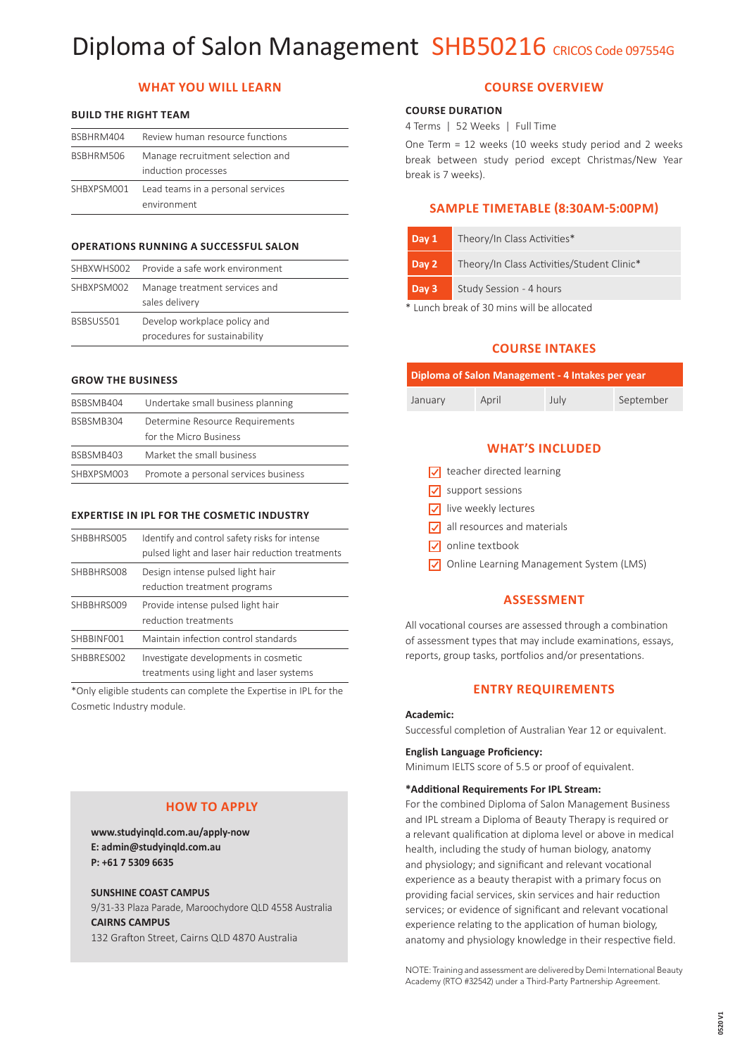# Diploma of Salon Management SHB50216 CRICOS Code 097554G

## WHAT YOU WILL LEARN

### BUILD THE RIGHT TEAM

| | |
|---|---|
| BSBHRM404 | Review human resource functions |
| BSBHRM506 | Manage recruitment selection and induction processes |
| SHBXPSM001 | Lead teams in a personal services environment |

### OPERATIONS RUNNING A SUCCESSFUL SALON

| | |
|---|---|
| SHBXWHS002 | Provide a safe work environment |
| SHBXPSM002 | Manage treatment services and sales delivery |
| BSBSUS501 | Develop workplace policy and procedures for sustainability |

### GROW THE BUSINESS

| | |
|---|---|
| BSBSMB404 | Undertake small business planning |
| BSBSMB304 | Determine Resource Requirements for the Micro Business |
| BSBSMB403 | Market the small business |
| SHBXPSM003 | Promote a personal services business |

### EXPERTISE IN IPL FOR THE COSMETIC INDUSTRY

| | |
|---|---|
| SHBBHRS005 | Identify and control safety risks for intense pulsed light and laser hair reduction treatments |
| SHBBHRS008 | Design intense pulsed light hair reduction treatment programs |
| SHBBHRS009 | Provide intense pulsed light hair reduction treatments |
| SHBBINF001 | Maintain infection control standards |
| SHBBRES002 | Investigate developments in cosmetic treatments using light and laser systems |

*Only eligible students can complete the Expertise in IPL for the Cosmetic Industry module.

## COURSE OVERVIEW

**COURSE DURATION**

4 Terms | 52 Weeks | Full Time

One Term = 12 weeks (10 weeks study period and 2 weeks break between study period except Christmas/New Year break is 7 weeks).

## SAMPLE TIMETABLE (8:30AM-5:00PM)

| | |
|---|---|
| **Day 1** | Theory/In Class Activities* |
| **Day 2** | Theory/In Class Activities/Student Clinic* |
| **Day 3** | Study Session - 4 hours |

* Lunch break of 30 mins will be allocated

## COURSE INTAKES

| Diploma of Salon Management - 4 Intakes per year | | | |
|---|---|---|---|
| January | April | July | September |

## WHAT'S INCLUDED

- teacher directed learning
- support sessions
- live weekly lectures
- all resources and materials
- online textbook
- Online Learning Management System (LMS)

## ASSESSMENT

All vocational courses are assessed through a combination of assessment types that may include examinations, essays, reports, group tasks, portfolios and/or presentations.

## ENTRY REQUIREMENTS

**Academic:**

Successful completion of Australian Year 12 or equivalent.

**English Language Proficiency:**

Minimum IELTS score of 5.5 or proof of equivalent.

**\*Additional Requirements For IPL Stream:**

For the combined Diploma of Salon Management Business and IPL stream a Diploma of Beauty Therapy is required or a relevant qualification at diploma level or above in medical health, including the study of human biology, anatomy and physiology; and significant and relevant vocational experience as a beauty therapist with a primary focus on providing facial services, skin services and hair reduction services; or evidence of significant and relevant vocational experience relating to the application of human biology, anatomy and physiology knowledge in their respective field.

## HOW TO APPLY

**www.studyinqld.com.au/apply-now**
**E: admin@studyinqld.com.au**
**P: +61 7 5309 6635**

**SUNSHINE COAST CAMPUS**
9/31-33 Plaza Parade, Maroochydore QLD 4558 Australia
**CAIRNS CAMPUS**
132 Grafton Street, Cairns QLD 4870 Australia

NOTE: Training and assessment are delivered by Demi International Beauty Academy (RTO #32542) under a Third-Party Partnership Agreement.

0520 V1